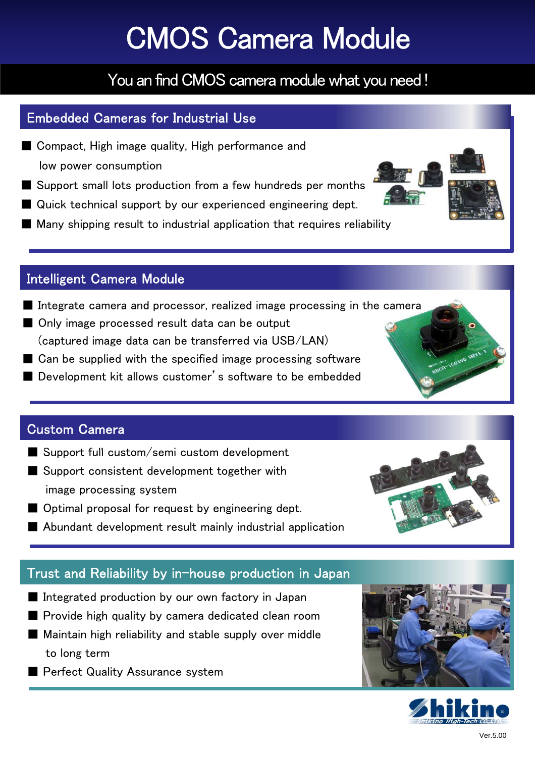# CMOS Camera Module

You an find CMOS camera module what you need !

## Embedded Cameras for Industrial Use

- Compact, High image quality, High performance and low power consumption
- Support small lots production from a few hundreds per months
- Quick technical support by our experienced engineering dept.
- Many shipping result to industrial application that requires reliability

## Intelligent Camera Module

- Integrate camera and processor, realized image processing in the camera
- Only image processed result data can be output (captured image data can be transferred via USB/LAN)
- Can be supplied with the specified image processing software
- Development kit allows customer' s software to be embedded

## Custom Camera

- Support full custom/semi custom development
- Support consistent development together with image processing system
- Optimal proposal for request by engineering dept.
- Abundant development result mainly industrial application

## Trust and Reliability by in-house production in Japan

- Integrated production by our own factory in Japan
- Provide high quality by camera dedicated clean room
- Maintain high reliability and stable supply over middle to long term
- Perfect Quality Assurance system

Shikino

Shikino High-Tech CO.,LTD.

Ver.5.00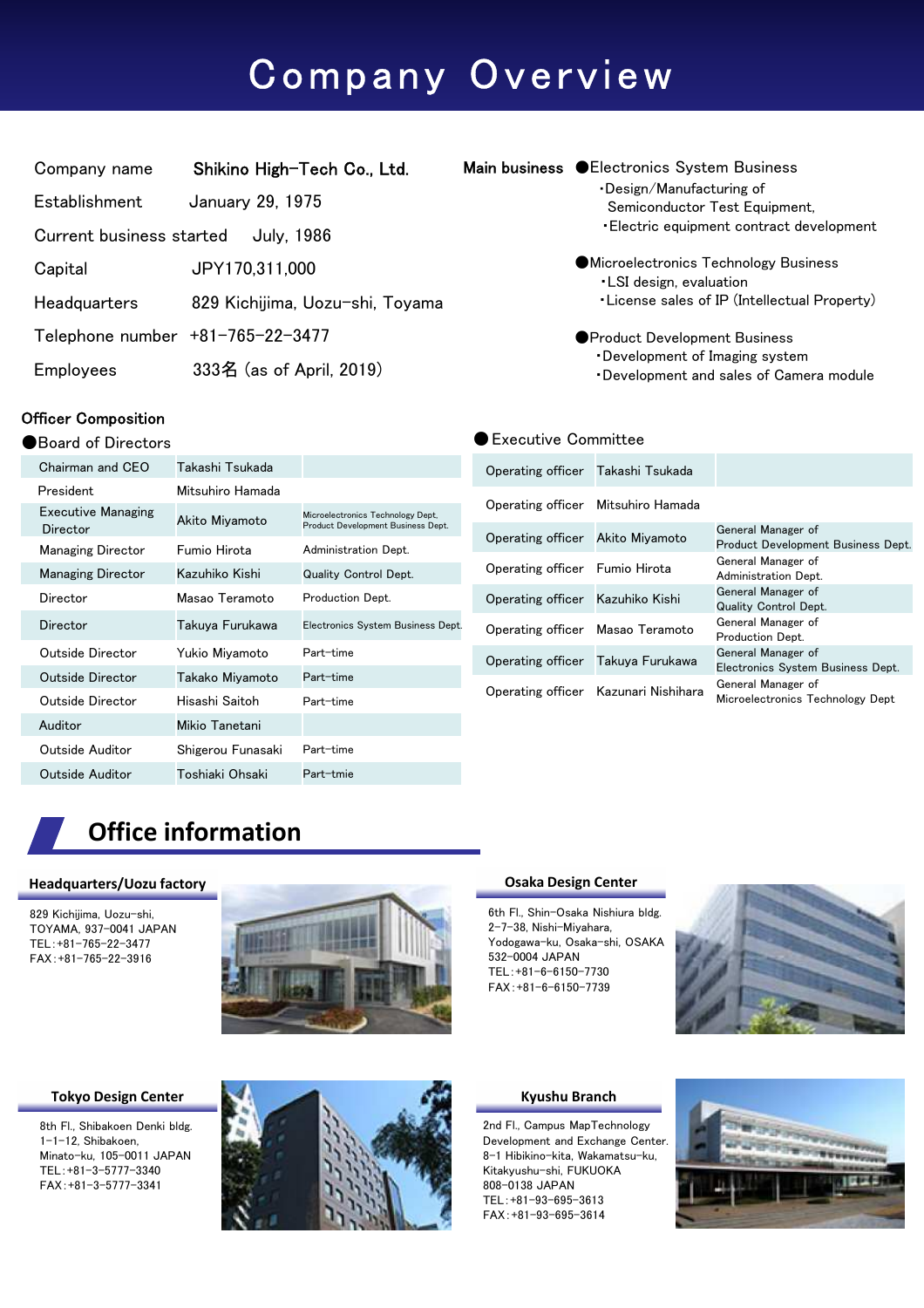# Company Overview

| | |
|---|---|
| Company name | Shikino High-Tech Co., Ltd. |
| Establishment | January 29, 1975 |
| Current business started | July, 1986 |
| Capital | JPY170,311,000 |
| Headquarters | 829 Kichijima, Uozu-shi, Toyama |
| Telephone number | +81-765-22-3477 |
| Employees | 333名 (as of April, 2019) |

**Main business**

- ●Electronics System Business
  - ・Design/Manufacturing of Semiconductor Test Equipment,
  - ・Electric equipment contract development
- ●Microelectronics Technology Business
  - ・LSI design, evaluation
  - ・License sales of IP (Intellectual Property)
- ●Product Development Business
  - ・Development of Imaging system
  - ・Development and sales of Camera module

## Officer Composition

### ●Board of Directors

| | | |
|---|---|---|
| Chairman and CEO | Takashi Tsukada | |
| President | Mitsuhiro Hamada | |
| Executive Managing Director | Akito Miyamoto | Microelectronics Technology Dept. Product Development Business Dept. |
| Managing Director | Fumio Hirota | Administration Dept. |
| Managing Director | Kazuhiko Kishi | Quality Control Dept. |
| Director | Masao Teramoto | Production Dept. |
| Director | Takuya Furukawa | Electronics System Business Dept. |
| Outside Director | Yukio Miyamoto | Part-time |
| Outside Director | Takako Miyamoto | Part-time |
| Outside Director | Hisashi Saitoh | Part-time |
| Auditor | Mikio Tanetani | |
| Outside Auditor | Shigerou Funasaki | Part-time |
| Outside Auditor | Toshiaki Ohsaki | Part-tmie |

### ●Executive Committee

| | | |
|---|---|---|
| Operating officer | Takashi Tsukada | |
| Operating officer | Mitsuhiro Hamada | |
| Operating officer | Akito Miyamoto | General Manager of Product Development Business Dept. |
| Operating officer | Fumio Hirota | General Manager of Administration Dept. |
| Operating officer | Kazuhiko Kishi | General Manager of Quality Control Dept. |
| Operating officer | Masao Teramoto | General Manager of Production Dept. |
| Operating officer | Takuya Furukawa | General Manager of Electronics System Business Dept. |
| Operating officer | Kazunari Nishihara | General Manager of Microelectronics Technology Dept |

## Office information

### Headquarters/Uozu factory

829 Kichijima, Uozu-shi,
TOYAMA, 937-0041 JAPAN
TEL:+81-765-22-3477
FAX:+81-765-22-3916

### Osaka Design Center

6th Fl., Shin-Osaka Nishiura bldg.
2-7-38, Nishi-Miyahara,
Yodogawa-ku, Osaka-shi, OSAKA
532-0004 JAPAN
TEL:+81-6-6150-7730
FAX:+81-6-6150-7739

### Tokyo Design Center

8th Fl., Shibakoen Denki bldg.
1-1-12, Shibakoen,
Minato-ku, 105-0011 JAPAN
TEL:+81-3-5777-3340
FAX:+81-3-5777-3341

### Kyushu Branch

2nd Fl., Campus MapTechnology
Development and Exchange Center.
8-1 Hibikino-kita, Wakamatsu-ku,
Kitakyushu-shi, FUKUOKA
808-0138 JAPAN
TEL:+81-93-695-3613
FAX:+81-93-695-3614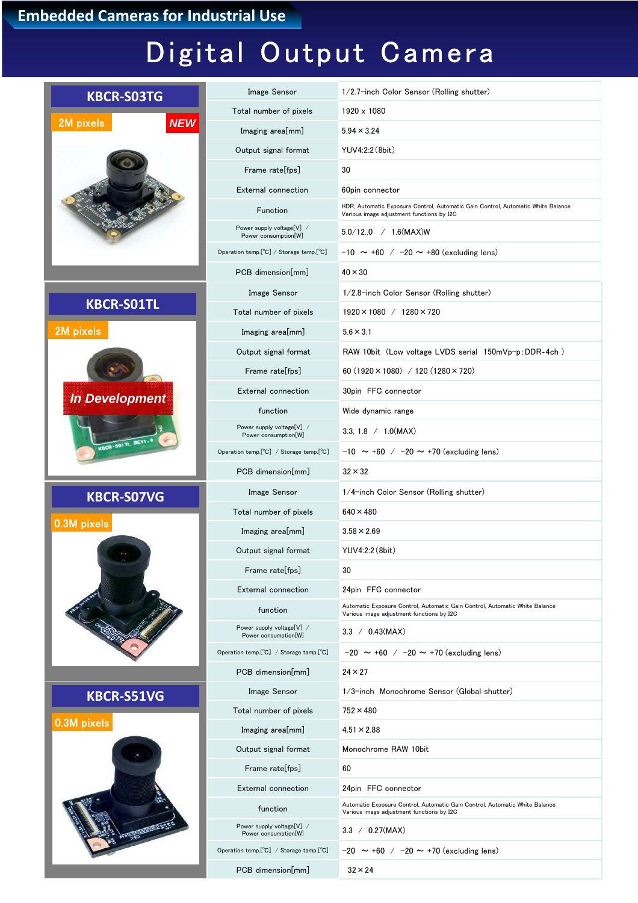Embedded Cameras for Industrial Use

# Digital Output Camera

## KBCR-S03TG

2M pixels NEW

| Item | Specification |
|---|---|
| Image Sensor | 1/2.7-inch Color Sensor (Rolling shutter) |
| Total number of pixels | 1920 x 1080 |
| Imaging area[mm] | 5.94 × 3.24 |
| Output signal format | YUV4:2:2 (8bit) |
| Frame rate[fps] | 30 |
| External connection | 60pin connector |
| Function | HDR, Automatic Exposure Control, Automatic Gain Control, Automatic White Balance<br>Various image adjustment functions by I2C |
| Power supply voltage[V] / Power consumption[W] | 5.0/12..0 / 1.6(MAX)W |
| Operation temp.[℃] / Storage temp.[℃] | -10 ～ +60 / -20 ～ +80 (excluding lens) |
| PCB dimension[mm] | 40 × 30 |

## KBCR-S01TL

2M pixels

*In Development*

| Item | Specification |
|---|---|
| Image Sensor | 1/2.8-inch Color Sensor (Rolling shutter) |
| Total number of pixels | 1920 × 1080 / 1280 × 720 |
| Imaging area[mm] | 5.6 × 3.1 |
| Output signal format | RAW 10bit (Low voltage LVDS serial 150mVp-p:DDR-4ch ) |
| Frame rate[fps] | 60 (1920 × 1080) / 120 (1280 × 720) |
| External connection | 30pin FFC connector |
| function | Wide dynamic range |
| Power supply voltage[V] / Power consumption[W] | 3.3, 1.8 / 1.0(MAX) |
| Operation temp.[℃] / Storage temp.[℃] | -10 ～ +60 / -20 ～ +70 (excluding lens) |
| PCB dimension[mm] | 32 × 32 |

## KBCR-S07VG

0.3M pixels

| Item | Specification |
|---|---|
| Image Sensor | 1/4-inch Color Sensor (Rolling shutter) |
| Total number of pixels | 640 × 480 |
| Imaging area[mm] | 3.58 × 2.69 |
| Output signal format | YUV4:2:2 (8bit) |
| Frame rate[fps] | 30 |
| External connection | 24pin FFC connector |
| function | Automatic Exposure Control, Automatic Gain Control, Automatic White Balance<br>Various image adjustment functions by I2C |
| Power supply voltage[V] / Power consumption[W] | 3.3 / 0.43(MAX) |
| Operation temp.[℃] / Storage temp.[℃] | -20 ～ +60 / -20 ～ +70 (excluding lens) |
| PCB dimension[mm] | 24 × 27 |

## KBCR-S51VG

0.3M pixels

| Item | Specification |
|---|---|
| Image Sensor | 1/3-inch Monochrome Sensor (Global shutter) |
| Total number of pixels | 752 × 480 |
| Imaging area[mm] | 4.51 × 2.88 |
| Output signal format | Monochrome RAW 10bit |
| Frame rate[fps] | 60 |
| External connection | 24pin FFC connector |
| function | Automatic Exposure Control, Automatic Gain Control, Automatic White Balance<br>Various image adjustment functions by I2C |
| Power supply voltage[V] / Power consumption[W] | 3.3 / 0.27(MAX) |
| Operation temp.[℃] / Storage temp.[℃] | -20 ～ +60 / -20 ～ +70 (excluding lens) |
| PCB dimension[mm] | 32 × 24 |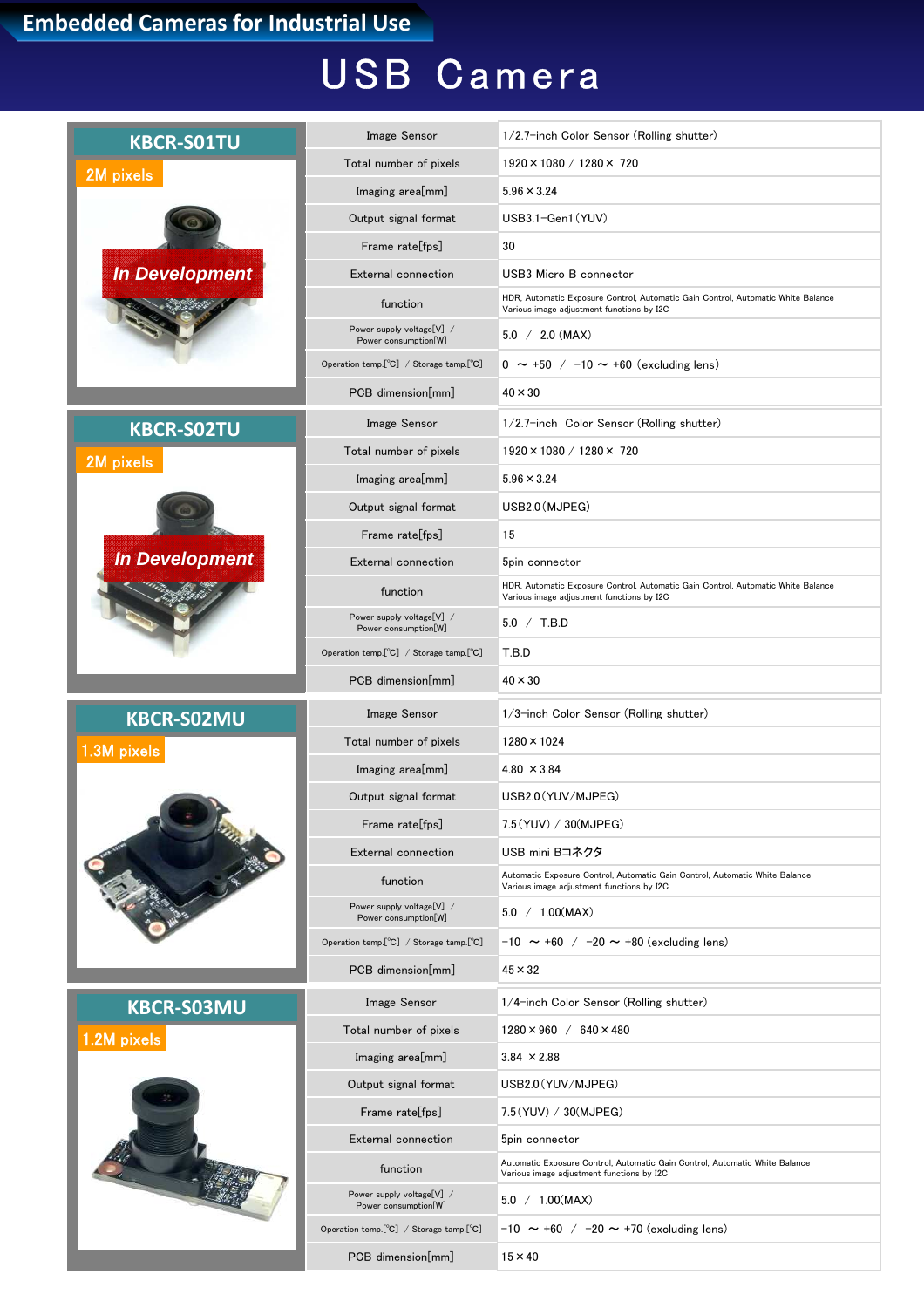Embedded Cameras for Industrial Use

# USB Camera

## KBCR-S01TU

2M pixels

*In Development*

| Item | Specification |
|---|---|
| Image Sensor | 1/2.7-inch Color Sensor (Rolling shutter) |
| Total number of pixels | 1920×1080 / 1280× 720 |
| Imaging area[mm] | 5.96×3.24 |
| Output signal format | USB3.1-Gen1(YUV) |
| Frame rate[fps] | 30 |
| External connection | USB3 Micro B connector |
| function | HDR, Automatic Exposure Control, Automatic Gain Control, Automatic White Balance<br>Various image adjustment functions by I2C |
| Power supply voltage[V] / Power consumption[W] | 5.0 / 2.0 (MAX) |
| Operation temp.[℃] / Storage tamp.[℃] | 0 ～ +50 / -10 ～ +60 (excluding lens) |
| PCB dimension[mm] | 40×30 |

## KBCR-S02TU

2M pixels

*In Development*

| Item | Specification |
|---|---|
| Image Sensor | 1/2.7-inch Color Sensor (Rolling shutter) |
| Total number of pixels | 1920×1080 / 1280× 720 |
| Imaging area[mm] | 5.96×3.24 |
| Output signal format | USB2.0(MJPEG) |
| Frame rate[fps] | 15 |
| External connection | 5pin connector |
| function | HDR, Automatic Exposure Control, Automatic Gain Control, Automatic White Balance<br>Various image adjustment functions by I2C |
| Power supply voltage[V] / Power consumption[W] | 5.0 / T.B.D |
| Operation temp.[℃] / Storage tamp.[℃] | T.B.D |
| PCB dimension[mm] | 40×30 |

## KBCR-S02MU

1.3M pixels

| Item | Specification |
|---|---|
| Image Sensor | 1/3-inch Color Sensor (Rolling shutter) |
| Total number of pixels | 1280×1024 |
| Imaging area[mm] | 4.80 ×3.84 |
| Output signal format | USB2.0(YUV/MJPEG) |
| Frame rate[fps] | 7.5(YUV) / 30(MJPEG) |
| External connection | USB mini Bコネクタ |
| function | Automatic Exposure Control, Automatic Gain Control, Automatic White Balance<br>Various image adjustment functions by I2C |
| Power supply voltage[V] / Power consumption[W] | 5.0 / 1.00(MAX) |
| Operation temp.[℃] / Storage tamp.[℃] | -10 ～ +60 / -20 ～ +80 (excluding lens) |
| PCB dimension[mm] | 45×32 |

## KBCR-S03MU

1.2M pixels

| Item | Specification |
|---|---|
| Image Sensor | 1/4-inch Color Sensor (Rolling shutter) |
| Total number of pixels | 1280×960 / 640×480 |
| Imaging area[mm] | 3.84 ×2.88 |
| Output signal format | USB2.0(YUV/MJPEG) |
| Frame rate[fps] | 7.5(YUV) / 30(MJPEG) |
| External connection | 5pin connector |
| function | Automatic Exposure Control, Automatic Gain Control, Automatic White Balance<br>Various image adjustment functions by I2C |
| Power supply voltage[V] / Power consumption[W] | 5.0 / 1.00(MAX) |
| Operation temp.[℃] / Storage tamp.[℃] | -10 ～ +60 / -20 ～ +70 (excluding lens) |
| PCB dimension[mm] | 15×40 |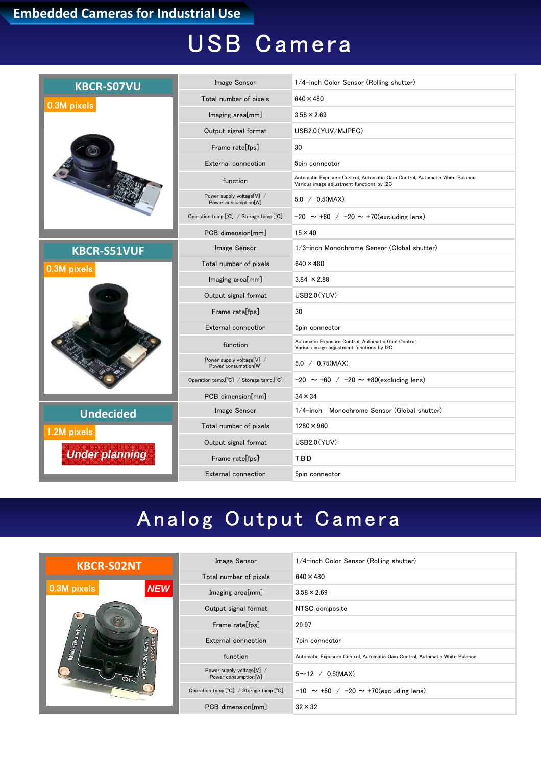Embedded Cameras for Industrial Use

# USB Camera

## KBCR-S07VU

0.3M pixels

| | |
|---|---|
| Image Sensor | 1/4-inch Color Sensor (Rolling shutter) |
| Total number of pixels | 640×480 |
| Imaging area[mm] | 3.58×2.69 |
| Output signal format | USB2.0(YUV/MJPEG) |
| Frame rate[fps] | 30 |
| External connection | 5pin connector |
| function | Automatic Exposure Control, Automatic Gain Control, Automatic White Balance<br>Various image adjustment functions by I2C |
| Power supply voltage[V] / Power consumption[W] | 5.0 / 0.5(MAX) |
| Operation temp.[℃] / Storage tamp.[℃] | -20 ～ +60 / -20 ～ +70(excluding lens) |
| PCB dimension[mm] | 15×40 |

## KBCR-S51VUF

0.3M pixels

| | |
|---|---|
| Image Sensor | 1/3-inch Monochrome Sensor (Global shutter) |
| Total number of pixels | 640×480 |
| Imaging area[mm] | 3.84 ×2.88 |
| Output signal format | USB2.0(YUV) |
| Frame rate[fps] | 30 |
| External connection | 5pin connector |
| function | Automatic Exposure Control, Automatic Gain Control,<br>Various image adjustment functions by I2C |
| Power supply voltage[V] / Power consumption[W] | 5.0 / 0.75(MAX) |
| Operation temp.[℃] / Storage tamp.[℃] | -20 ～ +60 / -20 ～ +80(excluding lens) |
| PCB dimension[mm] | 34×34 |

## Undecided

1.2M pixels

*Under planning*

| | |
|---|---|
| Image Sensor | 1/4-inch Monochrome Sensor (Global shutter) |
| Total number of pixels | 1280×960 |
| Output signal format | USB2.0(YUV) |
| Frame rate[fps] | T.B.D |
| External connection | 5pin connector |

# Analog Output Camera

## KBCR-S02NT

0.3M pixels *NEW*

| | |
|---|---|
| Image Sensor | 1/4-inch Color Sensor (Rolling shutter) |
| Total number of pixels | 640×480 |
| Imaging area[mm] | 3.58×2.69 |
| Output signal format | NTSC composite |
| Frame rate[fps] | 29.97 |
| External connection | 7pin connector |
| function | Automatic Exposure Control, Automatic Gain Control, Automatic White Balance |
| Power supply voltage[V] / Power consumption[W] | 5～12 / 0.5(MAX) |
| Operation temp.[℃] / Storage tamp.[℃] | -10 ～ +60 / -20 ～ +70(excluding lens) |
| PCB dimension[mm] | 32×32 |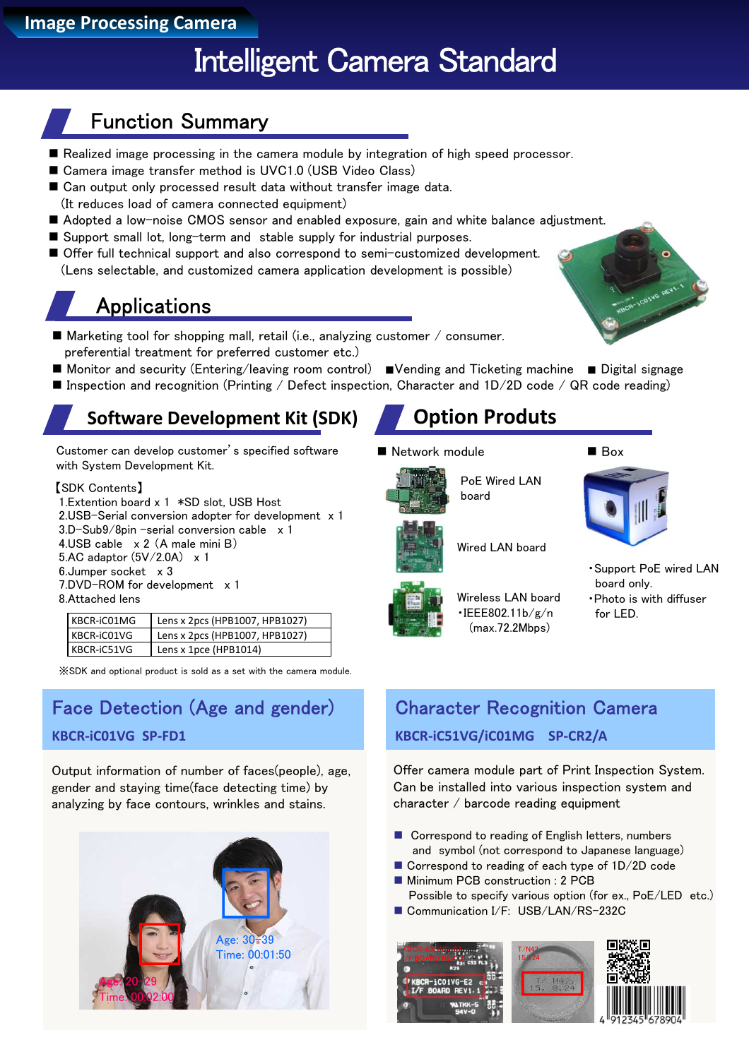Image Processing Camera

# Intelligent Camera Standard

## Function Summary

- Realized image processing in the camera module by integration of high speed processor.
- Camera image transfer method is UVC1.0 (USB Video Class)
- Can output only processed result data without transfer image data.
  (It reduces load of camera connected equipment)
- Adopted a low-noise CMOS sensor and enabled exposure, gain and white balance adjustment.
- Support small lot, long-term and stable supply for industrial purposes.
- Offer full technical support and also correspond to semi-customized development.
  (Lens selectable, and customized camera application development is possible)

## Applications

- Marketing tool for shopping mall, retail (i.e., analyzing customer / consumer. preferential treatment for preferred customer etc.)
- Monitor and security (Entering/leaving room control)
- Vending and Ticketing machine
- Digital signage
- Inspection and recognition (Printing / Defect inspection, Character and 1D/2D code / QR code reading)

## Software Development Kit (SDK)

Customer can develop customer's specified software with System Development Kit.

【SDK Contents】
1. Extention board x 1 *SD slot, USB Host
2. USB-Serial conversion adopter for development x 1
3. D-Sub9/8pin -serial conversion cable x 1
4. USB cable x 2 (A male mini B)
5. AC adaptor (5V/2.0A) x 1
6. Jumper socket x 3
7. DVD-ROM for development x 1
8. Attached lens

| KBCR-iC01MG | Lens x 2pcs (HPB1007, HPB1027) |
|---|---|
| KBCR-iC01VG | Lens x 2pcs (HPB1007, HPB1027) |
| KBCR-iC51VG | Lens x 1pce (HPB1014) |

※SDK and optional product is sold as a set with the camera module.

## Option Produts

- Network module
  - PoE Wired LAN board
  - Wired LAN board
  - Wireless LAN board
    - IEEE802.11b/g/n (max.72.2Mbps)
- Box
  - Support PoE wired LAN board only.
  - Photo is with diffuser for LED.

## Face Detection (Age and gender)

**KBCR-iC01VG SP-FD1**

Output information of number of faces(people), age, gender and staying time(face detecting time) by analyzing by face contours, wrinkles and stains.

Age: 30-39
Time: 00:01:50

Age: 20-29
Time: 00:02:00

## Character Recognition Camera

**KBCR-iC51VG/iC01MG SP-CR2/A**

Offer camera module part of Print Inspection System. Can be installed into various inspection system and character / barcode reading equipment

- Correspond to reading of English letters, numbers and symbol (not correspond to Japanese language)
- Correspond to reading of each type of 1D/2D code
- Minimum PCB construction : 2 PCB
  Possible to specify various option (for ex., PoE/LED etc.)
- Communication I/F: USB/LAN/RS-232C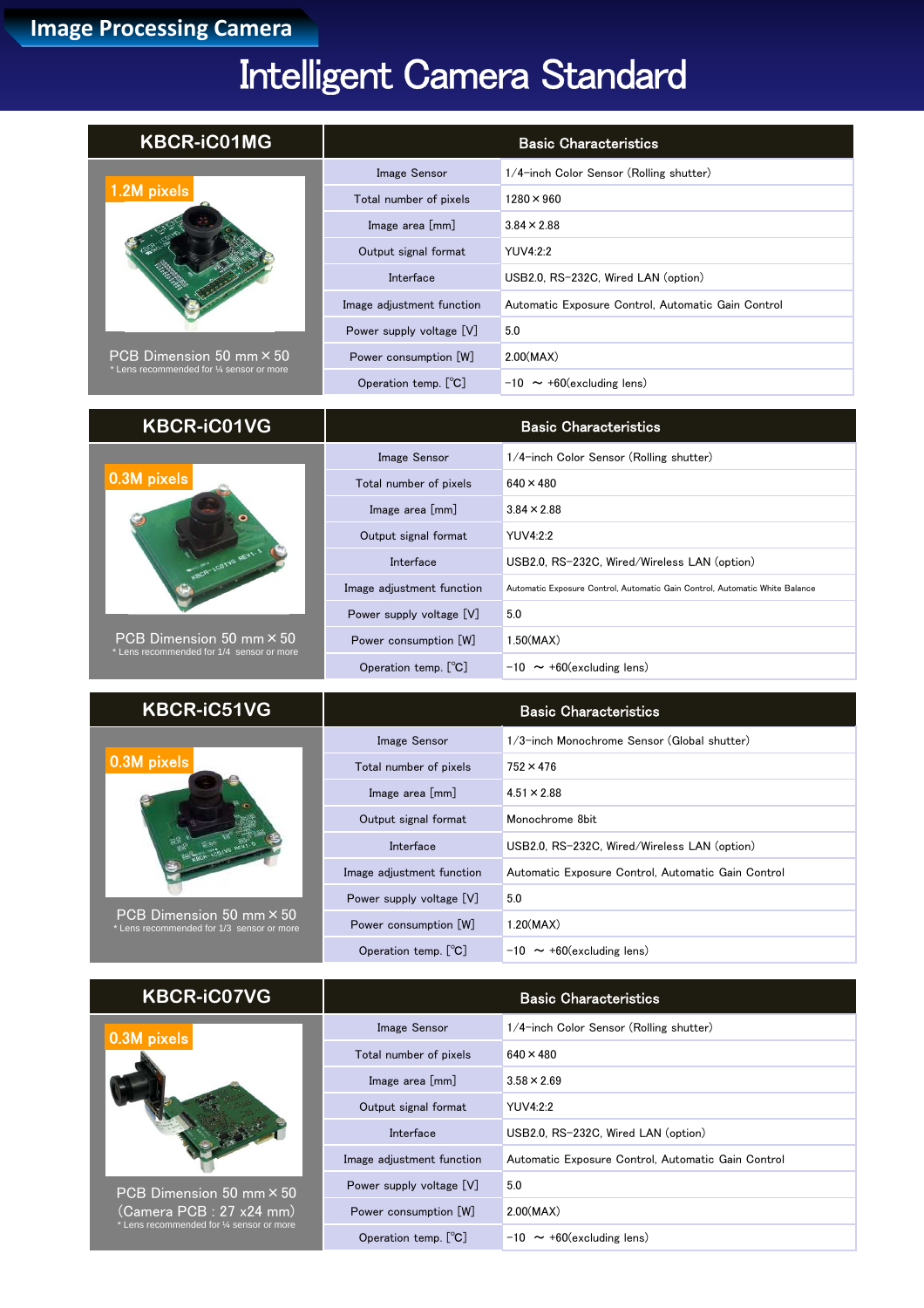Image Processing Camera

# Intelligent Camera Standard

## KBCR-iC01MG

1.2M pixels

PCB Dimension 50 mm × 50
\* Lens recommended for ¼ sensor or more

| Basic Characteristics | |
|---|---|
| Image Sensor | 1/4-inch Color Sensor (Rolling shutter) |
| Total number of pixels | 1280 × 960 |
| Image area [mm] | 3.84 × 2.88 |
| Output signal format | YUV4:2:2 |
| Interface | USB2.0, RS-232C, Wired LAN (option) |
| Image adjustment function | Automatic Exposure Control, Automatic Gain Control |
| Power supply voltage [V] | 5.0 |
| Power consumption [W] | 2.00(MAX) |
| Operation temp. [℃] | -10 ～ +60(excluding lens) |

## KBCR-iC01VG

0.3M pixels

PCB Dimension 50 mm × 50
\* Lens recommended for 1/4 sensor or more

| Basic Characteristics | |
|---|---|
| Image Sensor | 1/4-inch Color Sensor (Rolling shutter) |
| Total number of pixels | 640 × 480 |
| Image area [mm] | 3.84 × 2.88 |
| Output signal format | YUV4:2:2 |
| Interface | USB2.0, RS-232C, Wired/Wireless LAN (option) |
| Image adjustment function | Automatic Exposure Control, Automatic Gain Control, Automatic White Balance |
| Power supply voltage [V] | 5.0 |
| Power consumption [W] | 1.50(MAX) |
| Operation temp. [℃] | -10 ～ +60(excluding lens) |

## KBCR-iC51VG

0.3M pixels

PCB Dimension 50 mm × 50
\* Lens recommended for 1/3 sensor or more

| Basic Characteristics | |
|---|---|
| Image Sensor | 1/3-inch Monochrome Sensor (Global shutter) |
| Total number of pixels | 752 × 476 |
| Image area [mm] | 4.51 × 2.88 |
| Output signal format | Monochrome 8bit |
| Interface | USB2.0, RS-232C, Wired/Wireless LAN (option) |
| Image adjustment function | Automatic Exposure Control, Automatic Gain Control |
| Power supply voltage [V] | 5.0 |
| Power consumption [W] | 1.20(MAX) |
| Operation temp. [℃] | -10 ～ +60(excluding lens) |

## KBCR-iC07VG

0.3M pixels

PCB Dimension 50 mm × 50
(Camera PCB : 27 x24 mm)
\* Lens recommended for ¼ sensor or more

| Basic Characteristics | |
|---|---|
| Image Sensor | 1/4-inch Color Sensor (Rolling shutter) |
| Total number of pixels | 640 × 480 |
| Image area [mm] | 3.58 × 2.69 |
| Output signal format | YUV4:2:2 |
| Interface | USB2.0, RS-232C, Wired LAN (option) |
| Image adjustment function | Automatic Exposure Control, Automatic Gain Control |
| Power supply voltage [V] | 5.0 |
| Power consumption [W] | 2.00(MAX) |
| Operation temp. [℃] | -10 ～ +60(excluding lens) |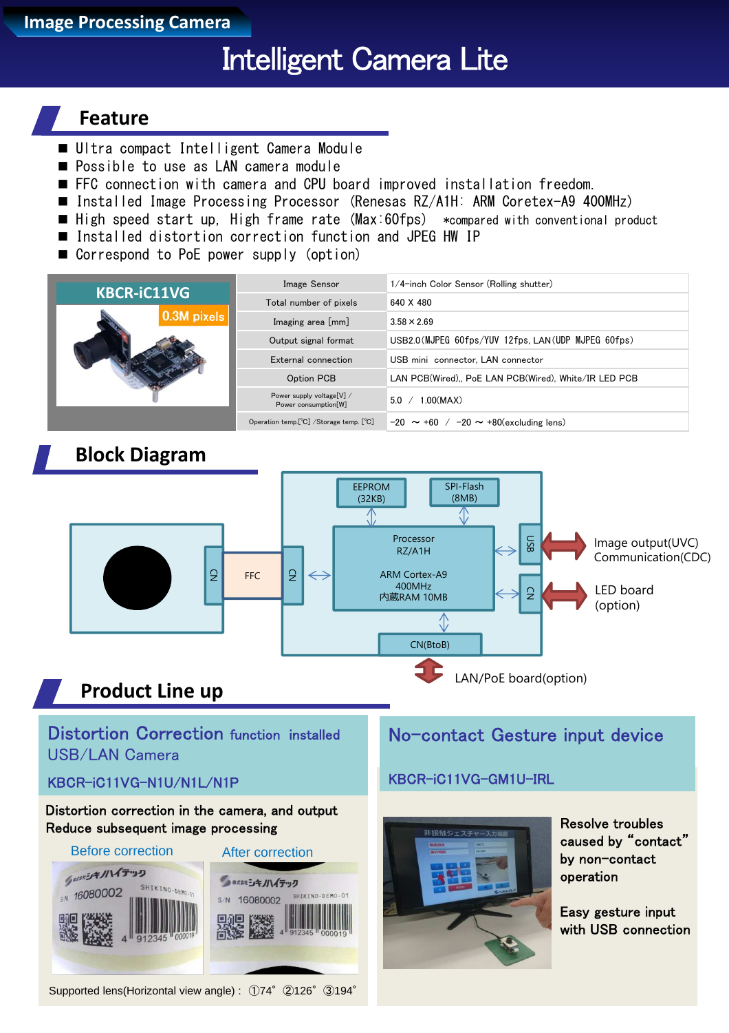Image Processing Camera

# Intelligent Camera Lite

## Feature

- Ultra compact Intelligent Camera Module
- Possible to use as LAN camera module
- FFC connection with camera and CPU board improved installation freedom.
- Installed Image Processing Processor (Renesas RZ/A1H: ARM Coretex-A9 400MHz)
- High speed start up, High frame rate (Max:60fps) *compared with conventional product
- Installed distortion correction function and JPEG HW IP
- Correspond to PoE power supply (option)

**KBCR-iC11VG** 0.3M pixels

| | |
|---|---|
| Image Sensor | 1/4-inch Color Sensor (Rolling shutter) |
| Total number of pixels | 640 X 480 |
| Imaging area [mm] | 3.58×2.69 |
| Output signal format | USB2.0(MJPEG 60fps/YUV 12fps, LAN(UDP MJPEG 60fps) |
| External connection | USB mini connector, LAN connector |
| Option PCB | LAN PCB(Wired), PoE LAN PCB(Wired), White/IR LED PCB |
| Power supply voltage[V] / Power consumption[W] | 5.0 / 1.00(MAX) |
| Operation temp.[℃] /Storage temp. [℃] | -20 ～ +60 / -20 ～ +80(excluding lens) |

## Block Diagram

Camera — CN — FFC — CN ⇔ Processor RZ/A1H, ARM Cortex-A9 400MHz 内蔵RAM 10MB

EEPROM (32KB), SPI-Flash (8MB)

USB ⇔ Image output(UVC) Communication(CDC)

CN ⇔ LED board (option)

CN(BtoB) ⇔ LAN/PoE board(option)

## Product Line up

### Distortion Correction function installed USB/LAN Camera

KBCR-iC11VG-N1U/N1L/N1P

Distortion correction in the camera, and output
Reduce subsequent image processing

Before correction / After correction

Supported lens(Horizontal view angle) : ①74° ②126° ③194°

### No-contact Gesture input device

KBCR-iC11VG-GM1U-IRL

Resolve troubles caused by "contact" by non-contact operation

Easy gesture input with USB connection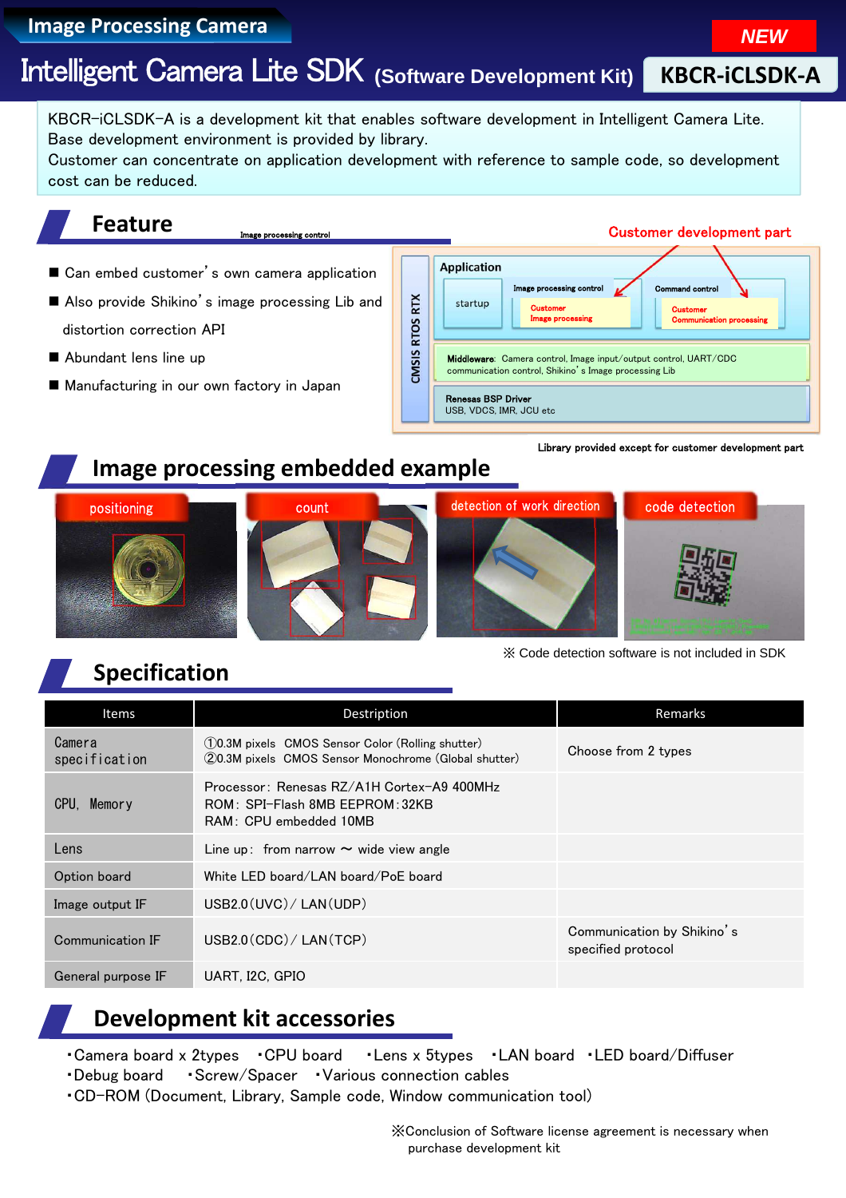Image Processing Camera

NEW

# Intelligent Camera Lite SDK (Software Development Kit) KBCR-iCLSDK-A

KBCR-iCLSDK-A is a development kit that enables software development in Intelligent Camera Lite.
Base development environment is provided by library.
Customer can concentrate on application development with reference to sample code, so development cost can be reduced.

## Feature

- Can embed customer's own camera application
- Also provide Shikino's image processing Lib and distortion correction API
- Abundant lens line up
- Manufacturing in our own factory in Japan

Customer development part

CMSIS RTOS RTX

Application: startup / Image processing control (Customer Image processing) / Command control (Customer Communication processing)

Middleware: Camera control, Image input/output control, UART/CDC communication control, Shikino's Image processing Lib

Renesas BSP Driver: USB, VDCS, IMR, JCU etc

Library provided except for customer development part

## Image processing embedded example

positioning / count / detection of work direction / code detection

※ Code detection software is not included in SDK

## Specification

| Items | Destription | Remarks |
|---|---|---|
| Camera specification | ①0.3M pixels CMOS Sensor Color (Rolling shutter)<br>②0.3M pixels CMOS Sensor Monochrome (Global shutter) | Choose from 2 types |
| CPU, Memory | Processor: Renesas RZ/A1H Cortex-A9 400MHz<br>ROM: SPI-Flash 8MB EEPROM:32KB<br>RAM: CPU embedded 10MB | |
| Lens | Line up: from narrow 〜 wide view angle | |
| Option board | White LED board/LAN board/PoE board | |
| Image output IF | USB2.0(UVC)/ LAN(UDP) | |
| Communication IF | USB2.0(CDC)/ LAN(TCP) | Communication by Shikino's specified protocol |
| General purpose IF | UART, I2C, GPIO | |

## Development kit accessories

・Camera board x 2types ・CPU board ・Lens x 5types ・LAN board ・LED board/Diffuser
・Debug board ・Screw/Spacer ・Various connection cables
・CD-ROM (Document, Library, Sample code, Window communication tool)

※Conclusion of Software license agreement is necessary when purchase development kit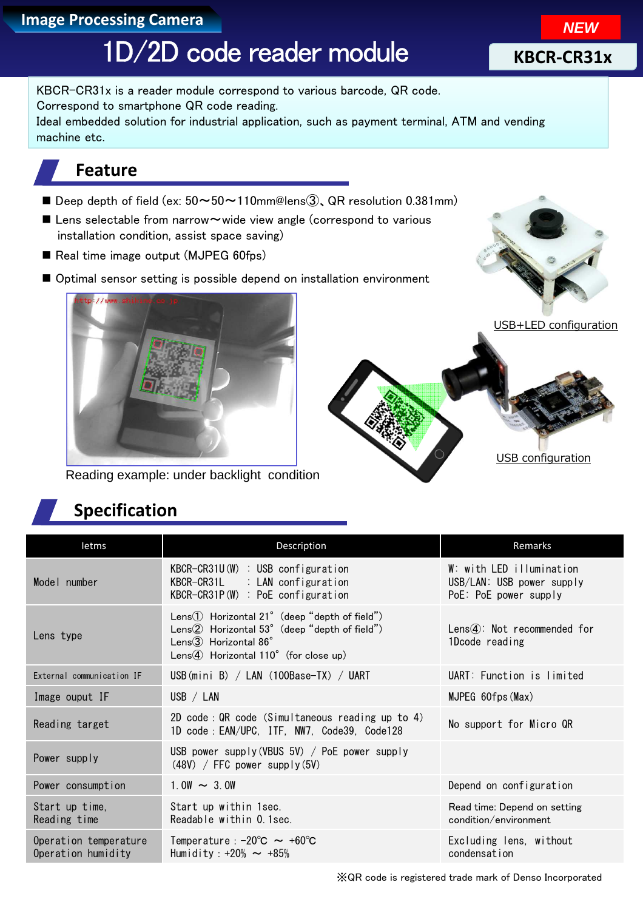Image Processing Camera

# 1D/2D code reader module

**NEW**

**KBCR-CR31x**

KBCR-CR31x is a reader module correspond to various barcode, QR code.
Correspond to smartphone QR code reading.
Ideal embedded solution for industrial application, such as payment terminal, ATM and vending machine etc.

## Feature

- Deep depth of field (ex: 50〜50〜110mm@lens③、QR resolution 0.381mm)
- Lens selectable from narrow〜wide view angle (correspond to various installation condition, assist space saving)
- Real time image output (MJPEG 60fps)
- Optimal sensor setting is possible depend on installation environment

USB+LED configuration

Reading example: under backlight condition

USB configuration

## Specification

| Ietms | Description | Remarks |
|---|---|---|
| Model number | KBCR-CR31U(W) : USB configuration<br>KBCR-CR31L : LAN configuration<br>KBCR-CR31P(W) : PoE configuration | W: with LED illumination<br>USB/LAN: USB power supply<br>PoE: PoE power supply |
| Lens type | Lens① Horizontal 21° (deep "depth of field")<br>Lens② Horizontal 53° (deep "depth of field")<br>Lens③ Horizontal 86°<br>Lens④ Horizontal 110° (for close up) | Lens④: Not recommended for 1Dcode reading |
| External communication IF | USB(mini B) / LAN (100Base-TX) / UART | UART: Function is limited |
| Image ouput IF | USB / LAN | MJPEG 60fps(Max) |
| Reading target | 2D code : QR code (Simultaneous reading up to 4)<br>1D code : EAN/UPC, ITF, NW7, Code39, Code128 | No support for Micro QR |
| Power supply | USB power supply(VBUS 5V) / PoE power supply (48V) / FFC power supply(5V) | |
| Power consumption | 1.0W 〜 3.0W | Depend on configuration |
| Start up time,<br>Reading time | Start up within 1sec.<br>Readable within 0.1sec. | Read time: Depend on setting condition/environment |
| Operation temperature<br>Operation humidity | Temperature : -20℃ 〜 +60℃<br>Humidity : +20% 〜 +85% | Excluding lens, without condensation |

※QR code is registered trade mark of Denso Incorporated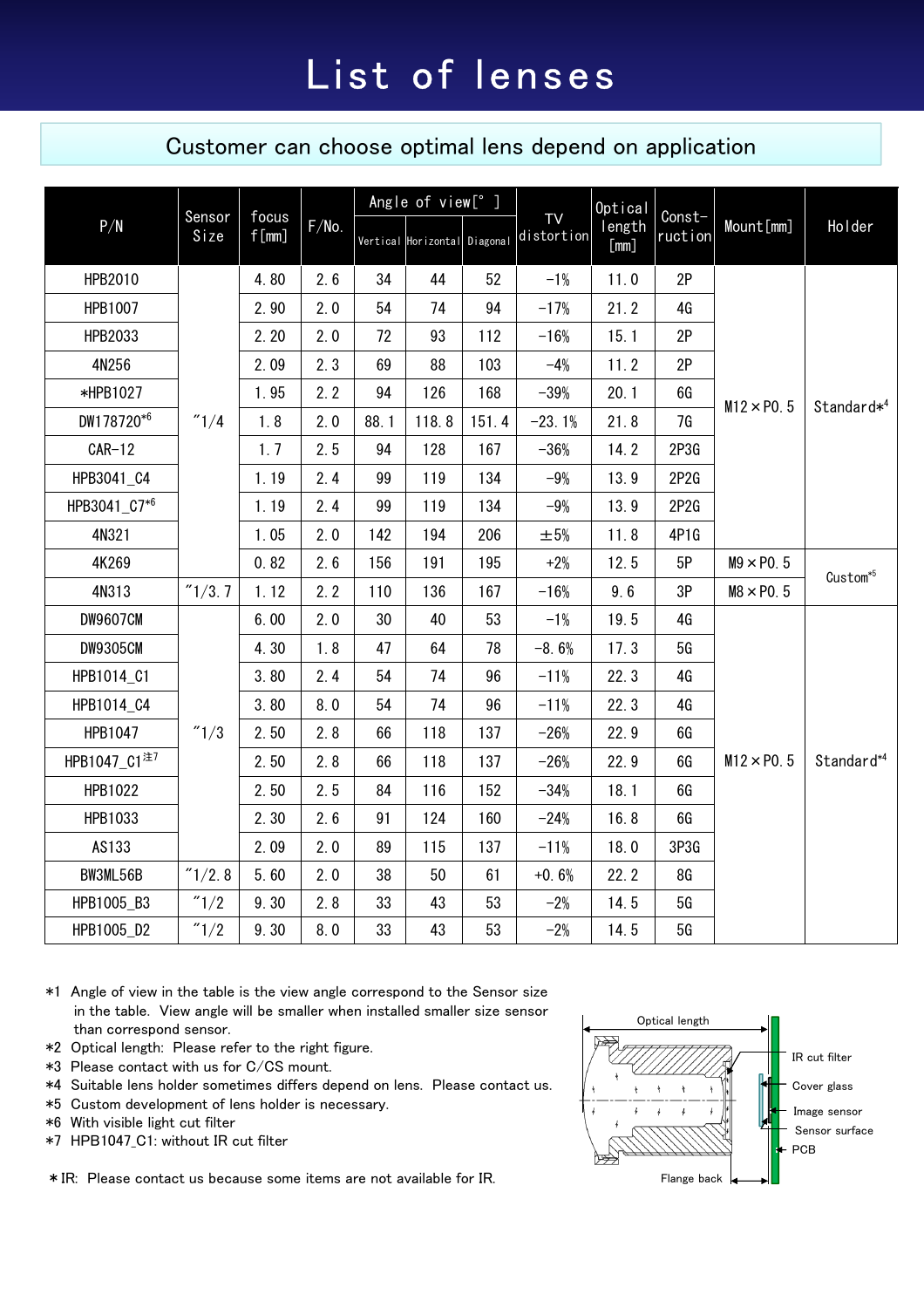# List of lenses

## Customer can choose optimal lens depend on application

| P/N | Sensor Size | focus f[mm] | F/No. | Angle of view[° ] Vertical | Horizontal | Diagonal | TV distortion | Optical length [mm] | Const-ruction | Mount[mm] | Holder |
|---|---|---|---|---|---|---|---|---|---|---|---|
| HPB2010 | "1/4 | 4.80 | 2.6 | 34 | 44 | 52 | -1% | 11.0 | 2P | M12×P0.5 | Standard*4 |
| HPB1007 | | 2.90 | 2.0 | 54 | 74 | 94 | -17% | 21.2 | 4G | | |
| HPB2033 | | 2.20 | 2.0 | 72 | 93 | 112 | -16% | 15.1 | 2P | | |
| 4N256 | | 2.09 | 2.3 | 69 | 88 | 103 | -4% | 11.2 | 2P | | |
| *HPB1027 | | 1.95 | 2.2 | 94 | 126 | 168 | -39% | 20.1 | 6G | | |
| DW178720*6 | | 1.8 | 2.0 | 88.1 | 118.8 | 151.4 | -23.1% | 21.8 | 7G | | |
| CAR-12 | | 1.7 | 2.5 | 94 | 128 | 167 | -36% | 14.2 | 2P3G | | |
| HPB3041_C4 | | 1.19 | 2.4 | 99 | 119 | 134 | -9% | 13.9 | 2P2G | | |
| HPB3041_C7*6 | | 1.19 | 2.4 | 99 | 119 | 134 | -9% | 13.9 | 2P2G | | |
| 4N321 | | 1.05 | 2.0 | 142 | 194 | 206 | ±5% | 11.8 | 4P1G | | |
| 4K269 | | 0.82 | 2.6 | 156 | 191 | 195 | +2% | 12.5 | 5P | M9×P0.5 | Custom*5 |
| 4N313 | "1/3.7 | 1.12 | 2.2 | 110 | 136 | 167 | -16% | 9.6 | 3P | M8×P0.5 | |
| DW9607CM | "1/3 | 6.00 | 2.0 | 30 | 40 | 53 | -1% | 19.5 | 4G | M12×P0.5 | Standard*4 |
| DW9305CM | | 4.30 | 1.8 | 47 | 64 | 78 | -8.6% | 17.3 | 5G | | |
| HPB1014_C1 | | 3.80 | 2.4 | 54 | 74 | 96 | -11% | 22.3 | 4G | | |
| HPB1014_C4 | | 3.80 | 8.0 | 54 | 74 | 96 | -11% | 22.3 | 4G | | |
| HPB1047 | | 2.50 | 2.8 | 66 | 118 | 137 | -26% | 22.9 | 6G | | |
| HPB1047_C1注7 | | 2.50 | 2.8 | 66 | 118 | 137 | -26% | 22.9 | 6G | | |
| HPB1022 | | 2.50 | 2.5 | 84 | 116 | 152 | -34% | 18.1 | 6G | | |
| HPB1033 | | 2.30 | 2.6 | 91 | 124 | 160 | -24% | 16.8 | 6G | | |
| AS133 | | 2.09 | 2.0 | 89 | 115 | 137 | -11% | 18.0 | 3P3G | | |
| BW3ML56B | "1/2.8 | 5.60 | 2.0 | 38 | 50 | 61 | +0.6% | 22.2 | 8G | | |
| HPB1005_B3 | "1/2 | 9.30 | 2.8 | 33 | 43 | 53 | -2% | 14.5 | 5G | | |
| HPB1005_D2 | "1/2 | 9.30 | 8.0 | 33 | 43 | 53 | -2% | 14.5 | 5G | | |

*1 Angle of view in the table is the view angle correspond to the Sensor size in the table. View angle will be smaller when installed smaller size sensor than correspond sensor.
*2 Optical length: Please refer to the right figure.
*3 Please contact with us for C/CS mount.
*4 Suitable lens holder sometimes differs depend on lens. Please contact us.
*5 Custom development of lens holder is necessary.
*6 With visible light cut filter
*7 HPB1047_C1: without IR cut filter

*IR: Please contact us because some items are not available for IR.

Optical length
IR cut filter
Cover glass
Image sensor
Sensor surface
PCB
Flange back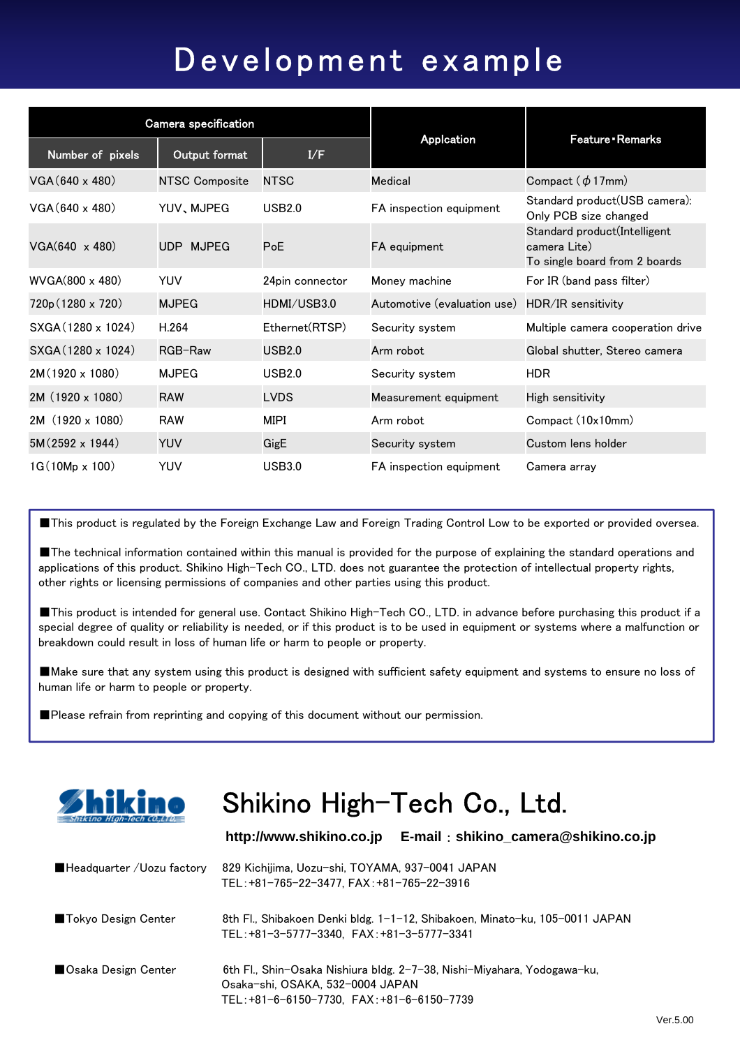# Development example

| Camera specification | | | Applcation | Feature・Remarks |
|---|---|---|---|---|
| Number of pixels | Output format | I/F | | |
| VGA(640 x 480) | NTSC Composite | NTSC | Medical | Compact (φ17mm) |
| VGA(640 x 480) | YUV、MJPEG | USB2.0 | FA inspection equipment | Standard product(USB camera): Only PCB size changed |
| VGA(640 x 480) | UDP MJPEG | PoE | FA equipment | Standard product(Intelligent camera Lite) To single board from 2 boards |
| WVGA(800 x 480) | YUV | 24pin connector | Money machine | For IR (band pass filter) |
| 720p(1280 x 720) | MJPEG | HDMI/USB3.0 | Automotive (evaluation use) | HDR/IR sensitivity |
| SXGA(1280 x 1024) | H.264 | Ethernet(RTSP) | Security system | Multiple camera cooperation drive |
| SXGA(1280 x 1024) | RGB-Raw | USB2.0 | Arm robot | Global shutter, Stereo camera |
| 2M(1920 x 1080) | MJPEG | USB2.0 | Security system | HDR |
| 2M (1920 x 1080) | RAW | LVDS | Measurement equipment | High sensitivity |
| 2M (1920 x 1080) | RAW | MIPI | Arm robot | Compact (10x10mm) |
| 5M(2592 x 1944) | YUV | GigE | Security system | Custom lens holder |
| 1G(10Mp x 100) | YUV | USB3.0 | FA inspection equipment | Camera array |

■This product is regulated by the Foreign Exchange Law and Foreign Trading Control Low to be exported or provided oversea.

■The technical information contained within this manual is provided for the purpose of explaining the standard operations and applications of this product. Shikino High-Tech CO., LTD. does not guarantee the protection of intellectual property rights, other rights or licensing permissions of companies and other parties using this product.

■This product is intended for general use. Contact Shikino High-Tech CO., LTD. in advance before purchasing this product if a special degree of quality or reliability is needed, or if this product is to be used in equipment or systems where a malfunction or breakdown could result in loss of human life or harm to people or property.

■Make sure that any system using this product is designed with sufficient safety equipment and systems to ensure no loss of human life or harm to people or property.

■Please refrain from reprinting and copying of this document without our permission.

Shikino
Shikino High-Tech CO.,LTD.

## Shikino High-Tech Co., Ltd.

**http://www.shikino.co.jp E-mail：shikino_camera@shikino.co.jp**

■Headquarter /Uozu factory
829 Kichijima, Uozu-shi, TOYAMA, 937-0041 JAPAN
TEL:+81-765-22-3477, FAX:+81-765-22-3916

■Tokyo Design Center
8th Fl., Shibakoen Denki bldg. 1-1-12, Shibakoen, Minato-ku, 105-0011 JAPAN
TEL:+81-3-5777-3340, FAX:+81-3-5777-3341

■Osaka Design Center
6th Fl., Shin-Osaka Nishiura bldg. 2-7-38, Nishi-Miyahara, Yodogawa-ku, Osaka-shi, OSAKA, 532-0004 JAPAN
TEL:+81-6-6150-7730, FAX:+81-6-6150-7739

Ver.5.00